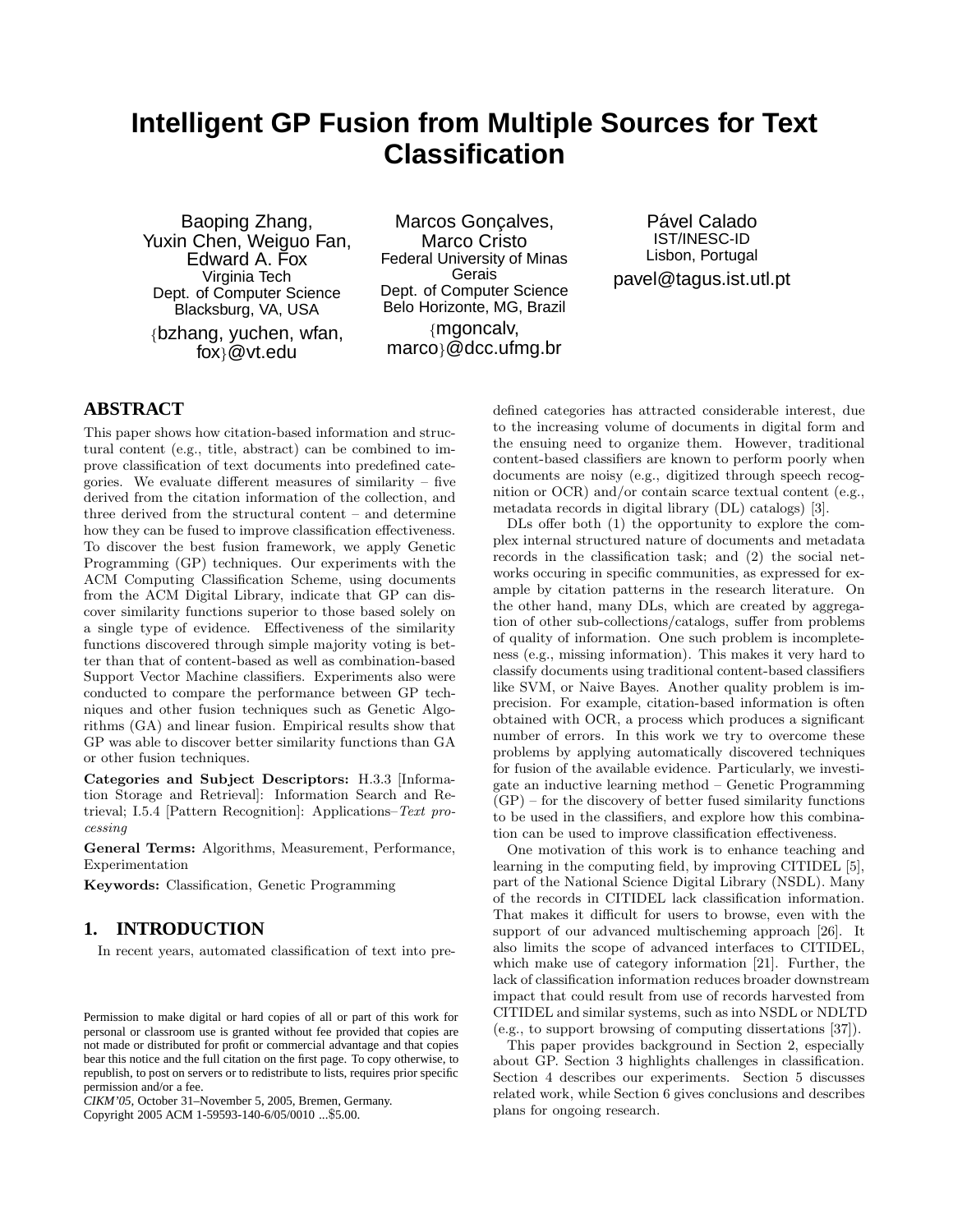# Intelligent GP Fusion from Multiple Sources for Text Classification

Baoping Zhang, Yuxin Chen, Weiguo Fan, Edward A. Fox
Virginia Tech
Dept. of Computer Science
Blacksburg, VA, USA
{bzhang, yuchen, wfan, fox}@vt.edu

Marcos Gonçalves, Marco Cristo
Federal University of Minas Gerais
Dept. of Computer Science
Belo Horizonte, MG, Brazil
{mgoncalv, marco}@dcc.ufmg.br

Pável Calado
IST/INESC-ID
Lisbon, Portugal
pavel@tagus.ist.utl.pt

## ABSTRACT

This paper shows how citation-based information and structural content (e.g., title, abstract) can be combined to improve classification of text documents into predefined categories. We evaluate different measures of similarity – five derived from the citation information of the collection, and three derived from the structural content – and determine how they can be fused to improve classification effectiveness. To discover the best fusion framework, we apply Genetic Programming (GP) techniques. Our experiments with the ACM Computing Classification Scheme, using documents from the ACM Digital Library, indicate that GP can discover similarity functions superior to those based solely on a single type of evidence. Effectiveness of the similarity functions discovered through simple majority voting is better than that of content-based as well as combination-based Support Vector Machine classifiers. Experiments also were conducted to compare the performance between GP techniques and other fusion techniques such as Genetic Algorithms (GA) and linear fusion. Empirical results show that GP was able to discover better similarity functions than GA or other fusion techniques.

**Categories and Subject Descriptors:** H.3.3 [Information Storage and Retrieval]: Information Search and Retrieval; I.5.4 [Pattern Recognition]: Applications–*Text processing*

**General Terms:** Algorithms, Measurement, Performance, Experimentation

**Keywords:** Classification, Genetic Programming

## 1. INTRODUCTION

In recent years, automated classification of text into predefined categories has attracted considerable interest, due to the increasing volume of documents in digital form and the ensuing need to organize them. However, traditional content-based classifiers are known to perform poorly when documents are noisy (e.g., digitized through speech recognition or OCR) and/or contain scarce textual content (e.g., metadata records in digital library (DL) catalogs) [3].

DLs offer both (1) the opportunity to explore the complex internal structured nature of documents and metadata records in the classification task; and (2) the social networks occuring in specific communities, as expressed for example by citation patterns in the research literature. On the other hand, many DLs, which are created by aggregation of other sub-collections/catalogs, suffer from problems of quality of information. One such problem is incompleteness (e.g., missing information). This makes it very hard to classify documents using traditional content-based classifiers like SVM, or Naive Bayes. Another quality problem is imprecision. For example, citation-based information is often obtained with OCR, a process which produces a significant number of errors. In this work we try to overcome these problems by applying automatically discovered techniques for fusion of the available evidence. Particularly, we investigate an inductive learning method – Genetic Programming (GP) – for the discovery of better fused similarity functions to be used in the classifiers, and explore how this combination can be used to improve classification effectiveness.

One motivation of this work is to enhance teaching and learning in the computing field, by improving CITIDEL [5], part of the National Science Digital Library (NSDL). Many of the records in CITIDEL lack classification information. That makes it difficult for users to browse, even with the support of our advanced multischeming approach [26]. It also limits the scope of advanced interfaces to CITIDEL, which make use of category information [21]. Further, the lack of classification information reduces broader downstream impact that could result from use of records harvested from CITIDEL and similar systems, such as into NSDL or NDLTD (e.g., to support browsing of computing dissertations [37]).

This paper provides background in Section 2, especially about GP. Section 3 highlights challenges in classification. Section 4 describes our experiments. Section 5 discusses related work, while Section 6 gives conclusions and describes plans for ongoing research.

Permission to make digital or hard copies of all or part of this work for personal or classroom use is granted without fee provided that copies are not made or distributed for profit or commercial advantage and that copies bear this notice and the full citation on the first page. To copy otherwise, to republish, to post on servers or to redistribute to lists, requires prior specific permission and/or a fee.
*CIKM'05,* October 31–November 5, 2005, Bremen, Germany.
Copyright 2005 ACM 1-59593-140-6/05/0010 ...$5.00.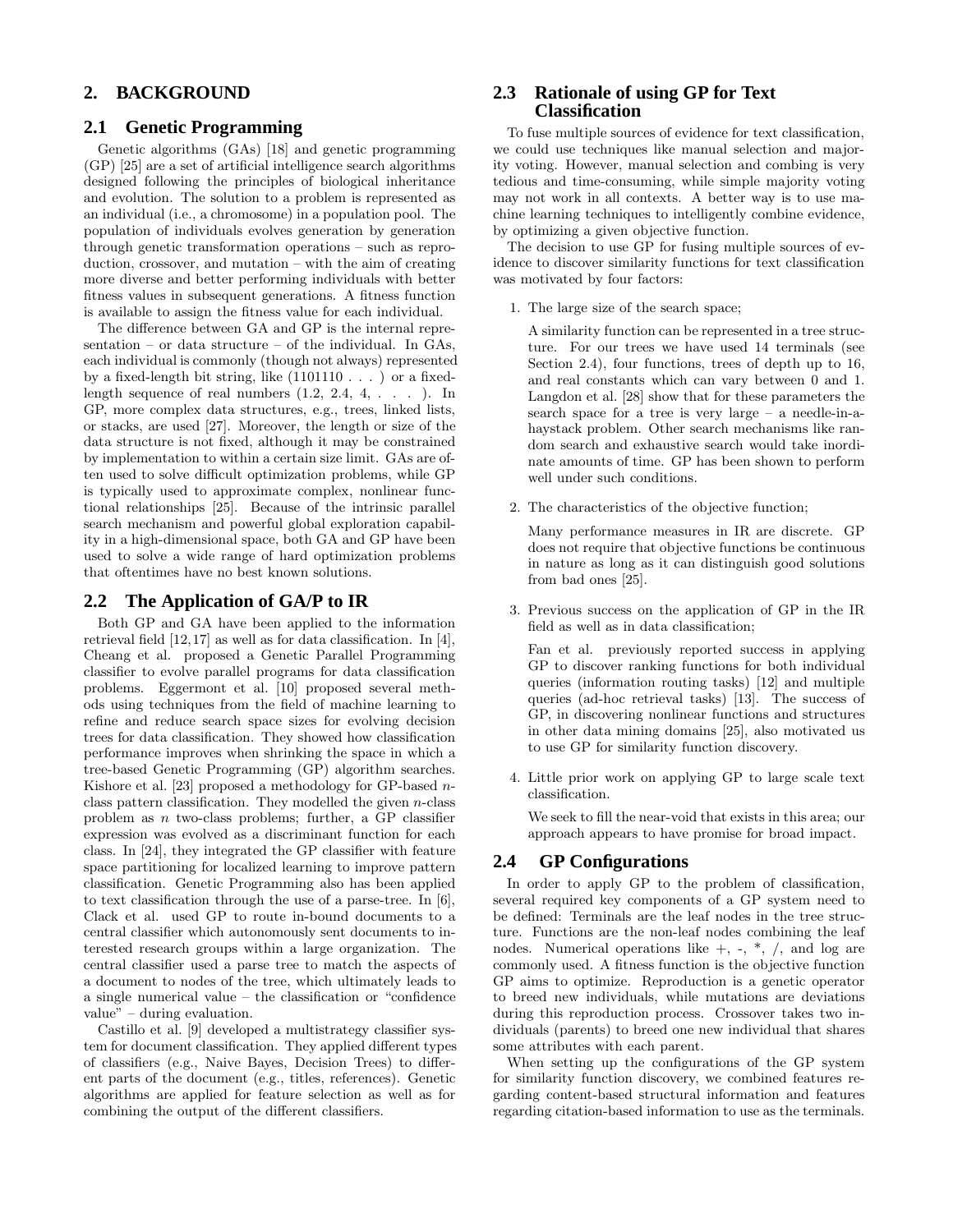## 2. BACKGROUND

### 2.1 Genetic Programming

Genetic algorithms (GAs) [18] and genetic programming (GP) [25] are a set of artificial intelligence search algorithms designed following the principles of biological inheritance and evolution. The solution to a problem is represented as an individual (i.e., a chromosome) in a population pool. The population of individuals evolves generation by generation through genetic transformation operations – such as reproduction, crossover, and mutation – with the aim of creating more diverse and better performing individuals with better fitness values in subsequent generations. A fitness function is available to assign the fitness value for each individual.

The difference between GA and GP is the internal representation – or data structure – of the individual. In GAs, each individual is commonly (though not always) represented by a fixed-length bit string, like (1101110 . . . ) or a fixed-length sequence of real numbers (1.2, 2.4, 4, . . . ). In GP, more complex data structures, e.g., trees, linked lists, or stacks, are used [27]. Moreover, the length or size of the data structure is not fixed, although it may be constrained by implementation to within a certain size limit. GAs are often used to solve difficult optimization problems, while GP is typically used to approximate complex, nonlinear functional relationships [25]. Because of the intrinsic parallel search mechanism and powerful global exploration capability in a high-dimensional space, both GA and GP have been used to solve a wide range of hard optimization problems that oftentimes have no best known solutions.

### 2.2 The Application of GA/P to IR

Both GP and GA have been applied to the information retrieval field [12,17] as well as for data classification. In [4], Cheang et al. proposed a Genetic Parallel Programming classifier to evolve parallel programs for data classification problems. Eggermont et al. [10] proposed several methods using techniques from the field of machine learning to refine and reduce search space sizes for evolving decision trees for data classification. They showed how classification performance improves when shrinking the space in which a tree-based Genetic Programming (GP) algorithm searches. Kishore et al. [23] proposed a methodology for GP-based $n$-class pattern classification. They modelled the given $n$-class problem as $n$ two-class problems; further, a GP classifier expression was evolved as a discriminant function for each class. In [24], they integrated the GP classifier with feature space partitioning for localized learning to improve pattern classification. Genetic Programming also has been applied to text classification through the use of a parse-tree. In [6], Clack et al. used GP to route in-bound documents to a central classifier which autonomously sent documents to interested research groups within a large organization. The central classifier used a parse tree to match the aspects of a document to nodes of the tree, which ultimately leads to a single numerical value – the classification or "confidence value" – during evaluation.

Castillo et al. [9] developed a multistrategy classifier system for document classification. They applied different types of classifiers (e.g., Naive Bayes, Decision Trees) to different parts of the document (e.g., titles, references). Genetic algorithms are applied for feature selection as well as for combining the output of the different classifiers.

### 2.3 Rationale of using GP for Text Classification

To fuse multiple sources of evidence for text classification, we could use techniques like manual selection and majority voting. However, manual selection and combing is very tedious and time-consuming, while simple majority voting may not work in all contexts. A better way is to use machine learning techniques to intelligently combine evidence, by optimizing a given objective function.

The decision to use GP for fusing multiple sources of evidence to discover similarity functions for text classification was motivated by four factors:

1. The large size of the search space;

   A similarity function can be represented in a tree structure. For our trees we have used 14 terminals (see Section 2.4), four functions, trees of depth up to 16, and real constants which can vary between 0 and 1. Langdon et al. [28] show that for these parameters the search space for a tree is very large – a needle-in-a-haystack problem. Other search mechanisms like random search and exhaustive search would take inordinate amounts of time. GP has been shown to perform well under such conditions.

2. The characteristics of the objective function;

   Many performance measures in IR are discrete. GP does not require that objective functions be continuous in nature as long as it can distinguish good solutions from bad ones [25].

3. Previous success on the application of GP in the IR field as well as in data classification;

   Fan et al. previously reported success in applying GP to discover ranking functions for both individual queries (information routing tasks) [12] and multiple queries (ad-hoc retrieval tasks) [13]. The success of GP, in discovering nonlinear functions and structures in other data mining domains [25], also motivated us to use GP for similarity function discovery.

4. Little prior work on applying GP to large scale text classification.

   We seek to fill the near-void that exists in this area; our approach appears to have promise for broad impact.

### 2.4 GP Configurations

In order to apply GP to the problem of classification, several required key components of a GP system need to be defined: Terminals are the leaf nodes in the tree structure. Functions are the non-leaf nodes combining the leaf nodes. Numerical operations like +, -, *, /, and log are commonly used. A fitness function is the objective function GP aims to optimize. Reproduction is a genetic operator to breed new individuals, while mutations are deviations during this reproduction process. Crossover takes two individuals (parents) to breed one new individual that shares some attributes with each parent.

When setting up the configurations of the GP system for similarity function discovery, we combined features regarding content-based structural information and features regarding citation-based information to use as the terminals.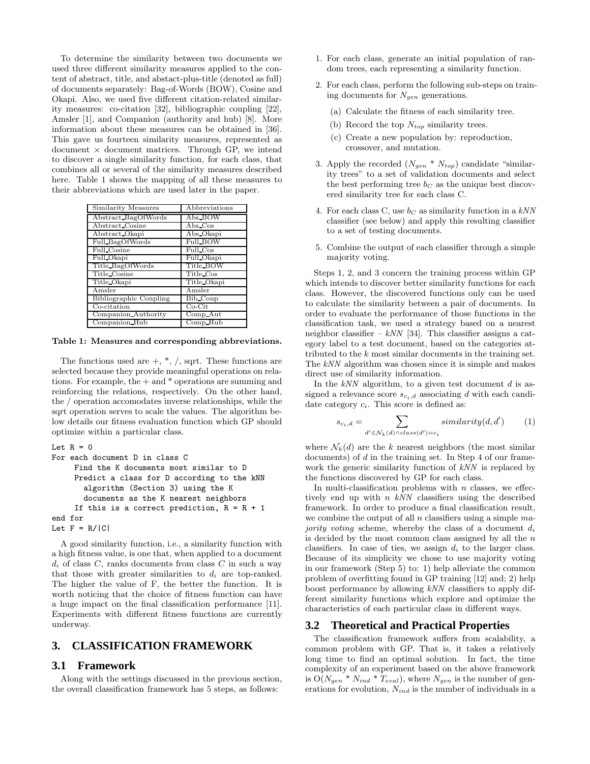To determine the similarity between two documents we used three different similarity measures applied to the content of abstract, title, and abstact-plus-title (denoted as full) of documents separately: Bag-of-Words (BOW), Cosine and Okapi. Also, we used five different citation-related similarity measures: co-citation [32], bibliographic coupling [22], Amsler [1], and Companion (authority and hub) [8]. More information about these measures can be obtained in [36]. This gave us fourteen similarity measures, represented as document × document matrices. Through GP, we intend to discover a single similarity function, for each class, that combines all or several of the similarity measures described here. Table 1 shows the mapping of all these measures to their abbreviations which are used later in the paper.

| Similarity Measures | Abbreviations |
|---|---|
| Abstract_BagOfWords | Abs_BOW |
| Abstract_Cosine | Abs_Cos |
| Abstract_Okapi | Abs_Okapi |
| Full_BagOfWords | Full_BOW |
| Full_Cosine | Full_Cos |
| Full_Okapi | Full_Okapi |
| Title_BagOfWords | Title_BOW |
| Title_Cosine | Title_Cos |
| Title_Okapi | Title_Okapi |
| Amsler | Amsler |
| Bibliographic Coupling | Bib_Coup |
| Co-citation | Co-Cit |
| Companion_Authority | Comp_Aut |
| Companion_Hub | Comp_Hub |

**Table 1: Measures and corresponding abbreviations.**

The functions used are +, *, /, sqrt. These functions are selected because they provide meaningful operations on relations. For example, the + and * operations are summing and reinforcing the relations, respectively. On the other hand, the / operation accomodates inverse relationships, while the sqrt operation serves to scale the values. The algorithm below details our fitness evaluation function which GP should optimize within a particular class.

```
Let R = 0
For each document D in class C
     Find the K documents most similar to D
     Predict a class for D according to the kNN
       algorithm (Section 3) using the K
       documents as the K nearest neighbors
     If this is a correct prediction, R = R + 1
end for
Let F = R/|C|
```

A good similarity function, i.e., a similarity function with a high fitness value, is one that, when applied to a document $d_i$ of class $C$, ranks documents from class $C$ in such a way that those with greater similarities to $d_i$ are top-ranked. The higher the value of F, the better the function. It is worth noticing that the choice of fitness function can have a huge impact on the final classification performance [11]. Experiments with different fitness functions are currently underway.

## 3. CLASSIFICATION FRAMEWORK

### 3.1 Framework

Along with the settings discussed in the previous section, the overall classification framework has 5 steps, as follows:

1. For each class, generate an initial population of random trees, each representing a similarity function.
2. For each class, perform the following sub-steps on training documents for $N_{gen}$ generations.
   (a) Calculate the fitness of each similarity tree.
   (b) Record the top $N_{top}$ similarity trees.
   (c) Create a new population by: reproduction, crossover, and mutation.
3. Apply the recorded ($N_{gen}$ * $N_{top}$) candidate "similarity trees" to a set of validation documents and select the best performing tree $b_C$ as the unique best discovered similarity tree for each class C.
4. For each class C, use $b_C$ as similarity function in a *kNN* classifier (see below) and apply this resulting classifier to a set of testing documents.
5. Combine the output of each classifier through a simple majority voting.

Steps 1, 2, and 3 concern the training process within GP which intends to discover better similarity functions for each class. However, the discovered functions only can be used to calculate the similarity between a pair of documents. In order to evaluate the performance of those functions in the classification task, we used a strategy based on a nearest neighbor classifier – *kNN* [34]. This classifier assigns a category label to a test document, based on the categories attributed to the $k$ most similar documents in the training set. The *kNN* algorithm was chosen since it is simple and makes direct use of similarity information.

In the *kNN* algorithm, to a given test document $d$ is assigned a relevance score $s_{c_i,d}$ associating $d$ with each candidate category $c_i$. This score is defined as:

$$s_{c_i,d} = \sum_{d' \in \mathcal{N}_k(d) \wedge class(d') = c_i} similarity(d, d') \qquad (1)$$

where $\mathcal{N}_k(d)$ are the $k$ nearest neighbors (the most similar documents) of $d$ in the training set. In Step 4 of our framework the generic similarity function of *kNN* is replaced by the functions discovered by GP for each class.

In multi-classification problems with $n$ classes, we effectively end up with $n$ *kNN* classifiers using the described framework. In order to produce a final classification result, we combine the output of all $n$ classifiers using a simple *majority voting* scheme, whereby the class of a document $d_i$ is decided by the most common class assigned by all the $n$ classifiers. In case of ties, we assign $d_i$ to the larger class. Because of its simplicity we chose to use majority voting in our framework (Step 5) to: 1) help alleviate the common problem of overfitting found in GP training [12] and; 2) help boost performance by allowing *kNN* classifiers to apply different similarity functions which explore and optimize the characteristics of each particular class in different ways.

### 3.2 Theoretical and Practical Properties

The classification framework suffers from scalability, a common problem with GP. That is, it takes a relatively long time to find an optimal solution. In fact, the time complexity of an experiment based on the above framework is O($N_{gen}$ * $N_{ind}$ * $T_{eval}$), where $N_{gen}$ is the number of generations for evolution, $N_{ind}$ is the number of individuals in a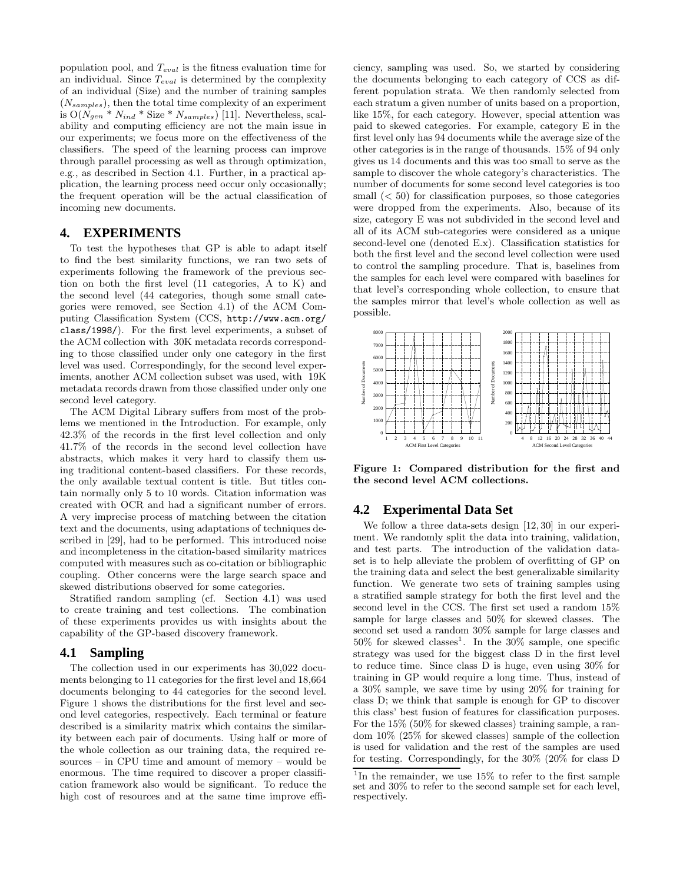population pool, and $T_{eval}$ is the fitness evaluation time for an individual. Since $T_{eval}$ is determined by the complexity of an individual (Size) and the number of training samples ($N_{samples}$), then the total time complexity of an experiment is O($N_{gen}$ * $N_{ind}$ * Size * $N_{samples}$) [11]. Nevertheless, scalability and computing efficiency are not the main issue in our experiments; we focus more on the effectiveness of the classifiers. The speed of the learning process can improve through parallel processing as well as through optimization, e.g., as described in Section 4.1. Further, in a practical application, the learning process need occur only occasionally; the frequent operation will be the actual classification of incoming new documents.

## 4. EXPERIMENTS

To test the hypotheses that GP is able to adapt itself to find the best similarity functions, we ran two sets of experiments following the framework of the previous section on both the first level (11 categories, A to K) and the second level (44 categories, though some small categories were removed, see Section 4.1) of the ACM Computing Classification System (CCS, http://www.acm.org/class/1998/). For the first level experiments, a subset of the ACM collection with 30K metadata records corresponding to those classified under only one category in the first level was used. Correspondingly, for the second level experiments, another ACM collection subset was used, with 19K metadata records drawn from those classified under only one second level category.

The ACM Digital Library suffers from most of the problems we mentioned in the Introduction. For example, only 42.3% of the records in the first level collection and only 41.7% of the records in the second level collection have abstracts, which makes it very hard to classify them using traditional content-based classifiers. For these records, the only available textual content is title. But titles contain normally only 5 to 10 words. Citation information was created with OCR and had a significant number of errors. A very imprecise process of matching between the citation text and the documents, using adaptations of techniques described in [29], had to be performed. This introduced noise and incompleteness in the citation-based similarity matrices computed with measures such as co-citation or bibliographic coupling. Other concerns were the large search space and skewed distributions observed for some categories.

Stratified random sampling (cf. Section 4.1) was used to create training and test collections. The combination of these experiments provides us with insights about the capability of the GP-based discovery framework.

### 4.1 Sampling

The collection used in our experiments has 30,022 documents belonging to 11 categories for the first level and 18,664 documents belonging to 44 categories for the second level. Figure 1 shows the distributions for the first level and second level categories, respectively. Each terminal or feature described is a similarity matrix which contains the similarity between each pair of documents. Using half or more of the whole collection as our training data, the required resources – in CPU time and amount of memory – would be enormous. The time required to discover a proper classification framework also would be significant. To reduce the high cost of resources and at the same time improve efficiency, sampling was used. So, we started by considering the documents belonging to each category of CCS as different population strata. We then randomly selected from each stratum a given number of units based on a proportion, like 15%, for each category. However, special attention was paid to skewed categories. For example, category E in the first level only has 94 documents while the average size of the other categories is in the range of thousands. 15% of 94 only gives us 14 documents and this was too small to serve as the sample to discover the whole category's characteristics. The number of documents for some second level categories is too small (< 50) for classification purposes, so those categories were dropped from the experiments. Also, because of its size, category E was not subdivided in the second level and all of its ACM sub-categories were considered as a unique second-level one (denoted E.x). Classification statistics for both the first level and the second level collection were used to control the sampling procedure. That is, baselines from the samples for each level were compared with baselines for that level's corresponding whole collection, to ensure that the samples mirror that level's whole collection as well as possible.

**Figure 1: Compared distribution for the first and the second level ACM collections.**

### 4.2 Experimental Data Set

We follow a three data-sets design [12, 30] in our experiment. We randomly split the data into training, validation, and test parts. The introduction of the validation dataset is to help alleviate the problem of overfitting of GP on the training data and select the best generalizable similarity function. We generate two sets of training samples using a stratified sample strategy for both the first level and the second level in the CCS. The first set used a random 15% sample for large classes and 50% for skewed classes. The second set used a random 30% sample for large classes and 50% for skewed classes[1]. In the 30% sample, one specific strategy was used for the biggest class D in the first level to reduce time. Since class D is huge, even using 30% for training in GP would require a long time. Thus, instead of a 30% sample, we save time by using 20% for training for class D; we think that sample is enough for GP to discover this class' best fusion of features for classification purposes. For the 15% (50% for skewed classes) training sample, a random 10% (25% for skewed classes) sample of the collection is used for validation and the rest of the samples are used for testing. Correspondingly, for the 30% (20% for class D

[1] In the remainder, we use 15% to refer to the first sample set and 30% to refer to the second sample set for each level, respectively.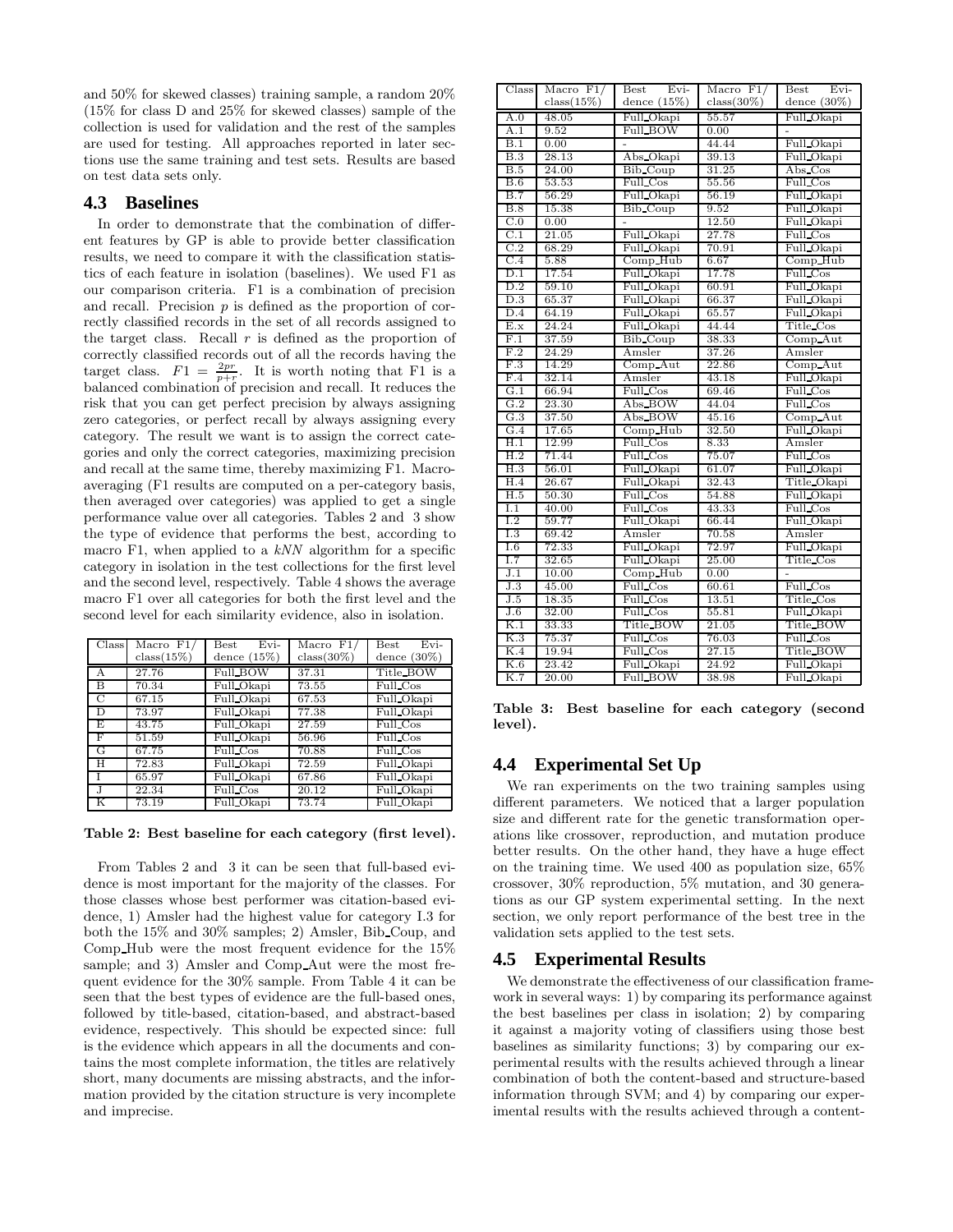and 50% for skewed classes) training sample, a random 20% (15% for class D and 25% for skewed classes) sample of the collection is used for validation and the rest of the samples are used for testing. All approaches reported in later sections use the same training and test sets. Results are based on test data sets only.

### 4.3 Baselines

In order to demonstrate that the combination of different features by GP is able to provide better classification results, we need to compare it with the classification statistics of each feature in isolation (baselines). We used F1 as our comparison criteria. F1 is a combination of precision and recall. Precision $p$ is defined as the proportion of correctly classified records in the set of all records assigned to the target class. Recall $r$ is defined as the proportion of correctly classified records out of all the records having the target class. $F1 = \frac{2pr}{p+r}$. It is worth noting that F1 is a balanced combination of precision and recall. It reduces the risk that you can get perfect precision by always assigning zero categories, or perfect recall by always assigning every category. The result we want is to assign the correct categories and only the correct categories, maximizing precision and recall at the same time, thereby maximizing F1. Macro-averaging (F1 results are computed on a per-category basis, then averaged over categories) was applied to get a single performance value over all categories. Tables 2 and 3 show the type of evidence that performs the best, according to macro F1, when applied to a *kNN* algorithm for a specific category in isolation in the test collections for the first level and the second level, respectively. Table 4 shows the average macro F1 over all categories for both the first level and the second level for each similarity evidence, also in isolation.

| Class | Macro F1/ class(15%) | Best Evidence (15%) | Macro F1/ class(30%) | Best Evidence (30%) |
|---|---|---|---|---|
| A | 27.76 | Full_BOW | 37.31 | Title_BOW |
| B | 70.34 | Full_Okapi | 73.55 | Full_Cos |
| C | 67.15 | Full_Okapi | 67.53 | Full_Okapi |
| D | 73.97 | Full_Okapi | 77.38 | Full_Okapi |
| E | 43.75 | Full_Okapi | 27.59 | Full_Cos |
| F | 51.59 | Full_Okapi | 56.96 | Full_Cos |
| G | 67.75 | Full_Cos | 70.88 | Full_Cos |
| H | 72.83 | Full_Okapi | 72.59 | Full_Okapi |
| I | 65.97 | Full_Okapi | 67.86 | Full_Okapi |
| J | 22.34 | Full_Cos | 20.12 | Full_Okapi |
| K | 73.19 | Full_Okapi | 73.74 | Full_Okapi |

**Table 2: Best baseline for each category (first level).**

From Tables 2 and 3 it can be seen that full-based evidence is most important for the majority of the classes. For those classes whose best performer was citation-based evidence, 1) Amsler had the highest value for category I.3 for both the 15% and 30% samples; 2) Amsler, Bib_Coup, and Comp_Hub were the most frequent evidence for the 15% sample; and 3) Amsler and Comp_Aut were the most frequent evidence for the 30% sample. From Table 4 it can be seen that the best types of evidence are the full-based ones, followed by title-based, citation-based, and abstract-based evidence, respectively. This should be expected since: full is the evidence which appears in all the documents and contains the most complete information, the titles are relatively short, many documents are missing abstracts, and the information provided by the citation structure is very incomplete and imprecise.

| Class | Macro F1/ class(15%) | Best Evidence (15%) | Macro F1/ class(30%) | Best Evidence (30%) |
|---|---|---|---|---|
| A.0 | 48.05 | Full_Okapi | 55.57 | Full_Okapi |
| A.1 | 9.52 | Full_BOW | 0.00 | - |
| B.1 | 0.00 | - | 44.44 | Full_Okapi |
| B.3 | 28.13 | Abs_Okapi | 39.13 | Full_Okapi |
| B.5 | 24.00 | Bib_Coup | 31.25 | Abs_Cos |
| B.6 | 53.53 | Full_Cos | 55.56 | Full_Cos |
| B.7 | 56.29 | Full_Okapi | 56.19 | Full_Okapi |
| B.8 | 15.38 | Bib_Coup | 9.52 | Full_Okapi |
| C.0 | 0.00 | - | 12.50 | Full_Okapi |
| C.1 | 21.05 | Full_Okapi | 27.78 | Full_Cos |
| C.2 | 68.29 | Full_Okapi | 70.91 | Full_Okapi |
| C.4 | 5.88 | Comp_Hub | 6.67 | Comp_Hub |
| D.1 | 17.54 | Full_Okapi | 17.78 | Full_Cos |
| D.2 | 59.10 | Full_Okapi | 60.91 | Full_Okapi |
| D.3 | 65.37 | Full_Okapi | 66.37 | Full_Okapi |
| D.4 | 64.19 | Full_Okapi | 65.57 | Full_Okapi |
| E.x | 24.24 | Full_Okapi | 44.44 | Title_Cos |
| F.1 | 37.59 | Bib_Coup | 38.33 | Comp_Aut |
| F.2 | 24.29 | Amsler | 37.26 | Amsler |
| F.3 | 14.29 | Comp_Aut | 22.86 | Comp_Aut |
| F.4 | 32.14 | Amsler | 43.18 | Full_Okapi |
| G.1 | 66.94 | Full_Cos | 69.46 | Full_Cos |
| G.2 | 23.30 | Abs_BOW | 44.04 | Full_Cos |
| G.3 | 37.50 | Abs_BOW | 45.16 | Comp_Aut |
| G.4 | 17.65 | Comp_Hub | 32.50 | Full_Okapi |
| H.1 | 12.99 | Full_Cos | 8.33 | Amsler |
| H.2 | 71.44 | Full_Cos | 75.07 | Full_Cos |
| H.3 | 56.01 | Full_Okapi | 61.07 | Full_Okapi |
| H.4 | 26.67 | Full_Okapi | 32.43 | Title_Okapi |
| H.5 | 50.30 | Full_Cos | 54.88 | Full_Okapi |
| I.1 | 40.00 | Full_Cos | 43.33 | Full_Cos |
| I.2 | 59.77 | Full_Okapi | 66.44 | Full_Okapi |
| I.3 | 69.42 | Amsler | 70.58 | Amsler |
| I.6 | 72.33 | Full_Okapi | 72.97 | Full_Okapi |
| I.7 | 32.65 | Full_Okapi | 25.00 | Title_Cos |
| J.1 | 10.00 | Comp_Hub | 0.00 | - |
| J.3 | 45.00 | Full_Cos | 60.61 | Full_Cos |
| J.5 | 18.35 | Full_Cos | 13.51 | Title_Cos |
| J.6 | 32.00 | Full_Cos | 55.81 | Full_Okapi |
| K.1 | 33.33 | Title_BOW | 21.05 | Title_BOW |
| K.3 | 75.37 | Full_Cos | 76.03 | Full_Cos |
| K.4 | 19.94 | Full_Cos | 27.15 | Title_BOW |
| K.6 | 23.42 | Full_Okapi | 24.92 | Full_Okapi |
| K.7 | 20.00 | Full_BOW | 38.98 | Full_Okapi |

**Table 3: Best baseline for each category (second level).**

### 4.4 Experimental Set Up

We ran experiments on the two training samples using different parameters. We noticed that a larger population size and different rate for the genetic transformation operations like crossover, reproduction, and mutation produce better results. On the other hand, they have a huge effect on the training time. We used 400 as population size, 65% crossover, 30% reproduction, 5% mutation, and 30 generations as our GP system experimental setting. In the next section, we only report performance of the best tree in the validation sets applied to the test sets.

### 4.5 Experimental Results

We demonstrate the effectiveness of our classification framework in several ways: 1) by comparing its performance against the best baselines per class in isolation; 2) by comparing it against a majority voting of classifiers using those best baselines as similarity functions; 3) by comparing our experimental results with the results achieved through a linear combination of both the content-based and structure-based information through SVM; and 4) by comparing our experimental results with the results achieved through a content-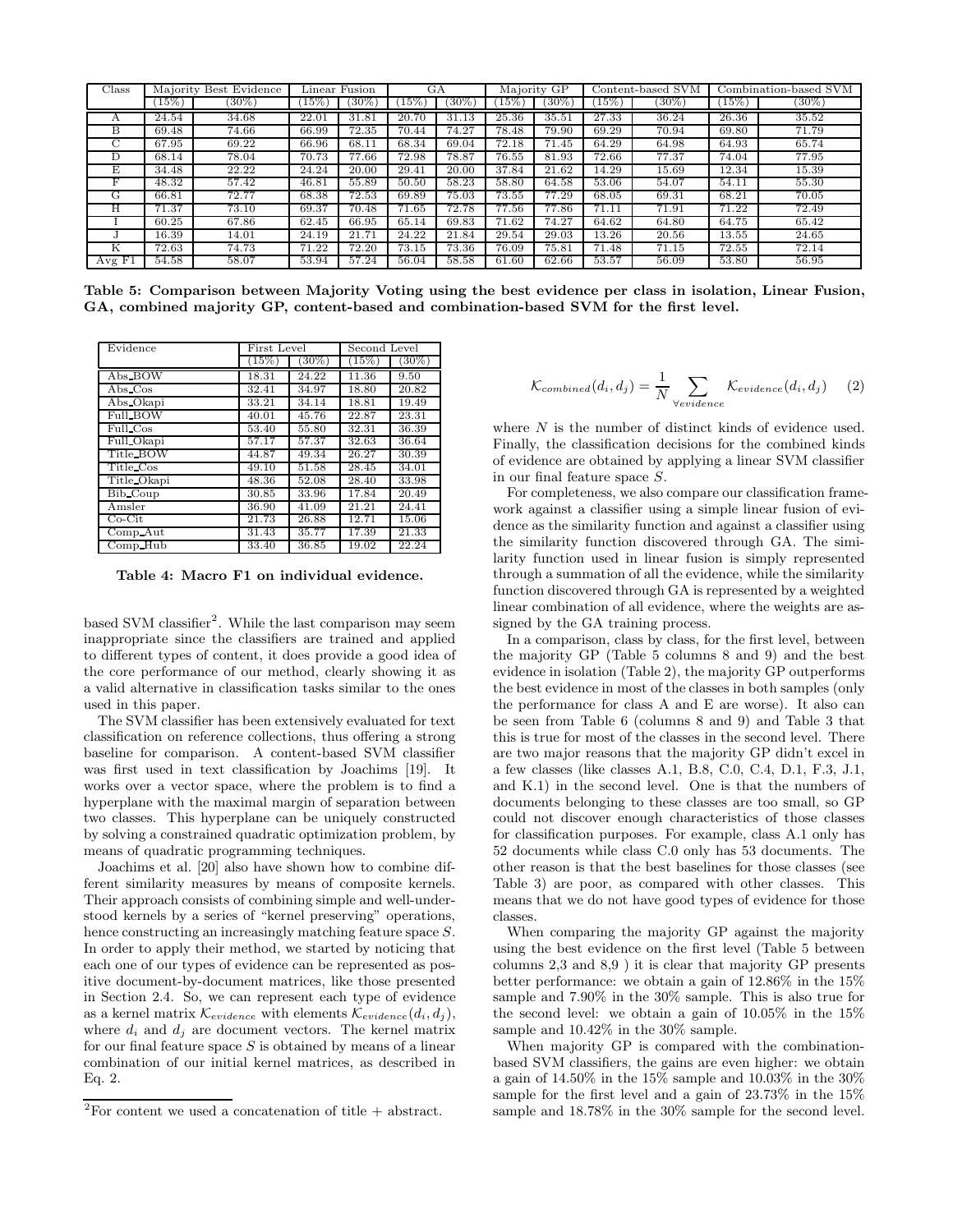| Class | Majority Best Evidence | | Linear Fusion | | GA | | Majority GP | | Content-based SVM | | Combination-based SVM | |
|---|---|---|---|---|---|---|---|---|---|---|---|---|
| | (15%) | (30%) | (15%) | (30%) | (15%) | (30%) | (15%) | (30%) | (15%) | (30%) | (15%) | (30%) |
| A | 24.54 | 34.68 | 22.01 | 31.81 | 20.70 | 31.13 | 25.36 | 35.51 | 27.33 | 36.24 | 26.36 | 35.52 |
| B | 69.48 | 74.66 | 66.99 | 72.35 | 70.44 | 74.27 | 78.48 | 79.90 | 69.29 | 70.94 | 69.80 | 71.79 |
| C | 67.95 | 69.22 | 66.96 | 68.11 | 68.34 | 69.04 | 72.18 | 71.45 | 64.29 | 64.98 | 64.93 | 65.74 |
| D | 68.14 | 78.04 | 70.73 | 77.66 | 72.98 | 78.87 | 76.55 | 81.93 | 72.66 | 77.37 | 74.04 | 77.95 |
| E | 34.48 | 22.22 | 24.24 | 20.00 | 29.41 | 20.00 | 37.84 | 21.62 | 14.29 | 15.69 | 12.34 | 15.39 |
| F | 48.32 | 57.42 | 46.81 | 55.89 | 50.50 | 58.23 | 58.80 | 64.58 | 53.06 | 54.07 | 54.11 | 55.30 |
| G | 66.81 | 72.77 | 68.38 | 72.53 | 69.89 | 75.03 | 73.55 | 77.29 | 68.05 | 69.31 | 68.21 | 70.05 |
| H | 71.37 | 73.10 | 69.37 | 70.48 | 71.65 | 72.78 | 77.56 | 77.86 | 71.11 | 71.91 | 71.22 | 72.49 |
| I | 60.25 | 67.86 | 62.45 | 66.95 | 65.14 | 69.83 | 71.62 | 74.27 | 64.62 | 64.80 | 64.75 | 65.42 |
| J | 16.39 | 14.01 | 24.19 | 21.71 | 24.22 | 21.84 | 29.54 | 29.03 | 13.26 | 20.56 | 13.55 | 24.65 |
| K | 72.63 | 74.73 | 71.22 | 72.20 | 73.15 | 73.36 | 76.09 | 75.81 | 71.48 | 71.15 | 72.55 | 72.14 |
| Avg F1 | 54.58 | 58.07 | 53.94 | 57.24 | 56.04 | 58.58 | 61.60 | 62.66 | 53.57 | 56.09 | 53.80 | 56.95 |

**Table 5: Comparison between Majority Voting using the best evidence per class in isolation, Linear Fusion, GA, combined majority GP, content-based and combination-based SVM for the first level.**

| Evidence | First Level | | Second Level | |
|---|---|---|---|---|
| | (15%) | (30%) | (15%) | (30%) |
| Abs_BOW | 18.31 | 24.22 | 11.36 | 9.50 |
| Abs_Cos | 32.41 | 34.97 | 18.80 | 20.82 |
| Abs_Okapi | 33.21 | 34.14 | 18.81 | 19.49 |
| Full_BOW | 40.01 | 45.76 | 22.87 | 23.31 |
| Full_Cos | 53.40 | 55.80 | 32.31 | 36.39 |
| Full_Okapi | 57.17 | 57.37 | 32.63 | 36.64 |
| Title_BOW | 44.87 | 49.34 | 26.27 | 30.39 |
| Title_Cos | 49.10 | 51.58 | 28.45 | 34.01 |
| Title_Okapi | 48.36 | 52.08 | 28.40 | 33.98 |
| Bib_Coup | 30.85 | 33.96 | 17.84 | 20.49 |
| Amsler | 36.90 | 41.09 | 21.21 | 24.41 |
| Co-Cit | 21.73 | 26.88 | 12.71 | 15.06 |
| Comp_Aut | 31.43 | 35.77 | 17.39 | 21.33 |
| Comp_Hub | 33.40 | 36.85 | 19.02 | 22.24 |

**Table 4: Macro F1 on individual evidence.**

based SVM classifier[2]. While the last comparison may seem inappropriate since the classifiers are trained and applied to different types of content, it does provide a good idea of the core performance of our method, clearly showing it as a valid alternative in classification tasks similar to the ones used in this paper.

The SVM classifier has been extensively evaluated for text classification on reference collections, thus offering a strong baseline for comparison. A content-based SVM classifier was first used in text classification by Joachims [19]. It works over a vector space, where the problem is to find a hyperplane with the maximal margin of separation between two classes. This hyperplane can be uniquely constructed by solving a constrained quadratic optimization problem, by means of quadratic programming techniques.

Joachims et al. [20] also have shown how to combine different similarity measures by means of composite kernels. Their approach consists of combining simple and well-understood kernels by a series of "kernel preserving" operations, hence constructing an increasingly matching feature space $S$. In order to apply their method, we started by noticing that each one of our types of evidence can be represented as positive document-by-document matrices, like those presented in Section 2.4. So, we can represent each type of evidence as a kernel matrix $\mathcal{K}_{evidence}$ with elements $\mathcal{K}_{evidence}(d_i, d_j)$, where $d_i$ and $d_j$ are document vectors. The kernel matrix for our final feature space $S$ is obtained by means of a linear combination of our initial kernel matrices, as described in Eq. 2.

[2]For content we used a concatenation of title + abstract.

$$\mathcal{K}_{combined}(d_i, d_j) = \frac{1}{N} \sum_{\forall evidence} \mathcal{K}_{evidence}(d_i, d_j) \quad (2)$$

where $N$ is the number of distinct kinds of evidence used. Finally, the classification decisions for the combined kinds of evidence are obtained by applying a linear SVM classifier in our final feature space $S$.

For completeness, we also compare our classification framework against a classifier using a simple linear fusion of evidence as the similarity function and against a classifier using the similarity function discovered through GA. The similarity function used in linear fusion is simply represented through a summation of all the evidence, while the similarity function discovered through GA is represented by a weighted linear combination of all evidence, where the weights are assigned by the GA training process.

In a comparison, class by class, for the first level, between the majority GP (Table 5 columns 8 and 9) and the best evidence in isolation (Table 2), the majority GP outperforms the best evidence in most of the classes in both samples (only the performance for class A and E are worse). It also can be seen from Table 6 (columns 8 and 9) and Table 3 that this is true for most of the classes in the second level. There are two major reasons that the majority GP didn't excel in a few classes (like classes A.1, B.8, C.0, C.4, D.1, F.3, J.1, and K.1) in the second level. One is that the numbers of documents belonging to these classes are too small, so GP could not discover enough characteristics of those classes for classification purposes. For example, class A.1 only has 52 documents while class C.0 only has 53 documents. The other reason is that the best baselines for those classes (see Table 3) are poor, as compared with other classes. This means that we do not have good types of evidence for those classes.

When comparing the majority GP against the majority using the best evidence on the first level (Table 5 between columns 2,3 and 8,9 ) it is clear that majority GP presents better performance: we obtain a gain of 12.86% in the 15% sample and 7.90% in the 30% sample. This is also true for the second level: we obtain a gain of 10.05% in the 15% sample and 10.42% in the 30% sample.

When majority GP is compared with the combination-based SVM classifiers, the gains are even higher: we obtain a gain of 14.50% in the 15% sample and 10.03% in the 30% sample for the first level and a gain of 23.73% in the 15% sample and 18.78% in the 30% sample for the second level.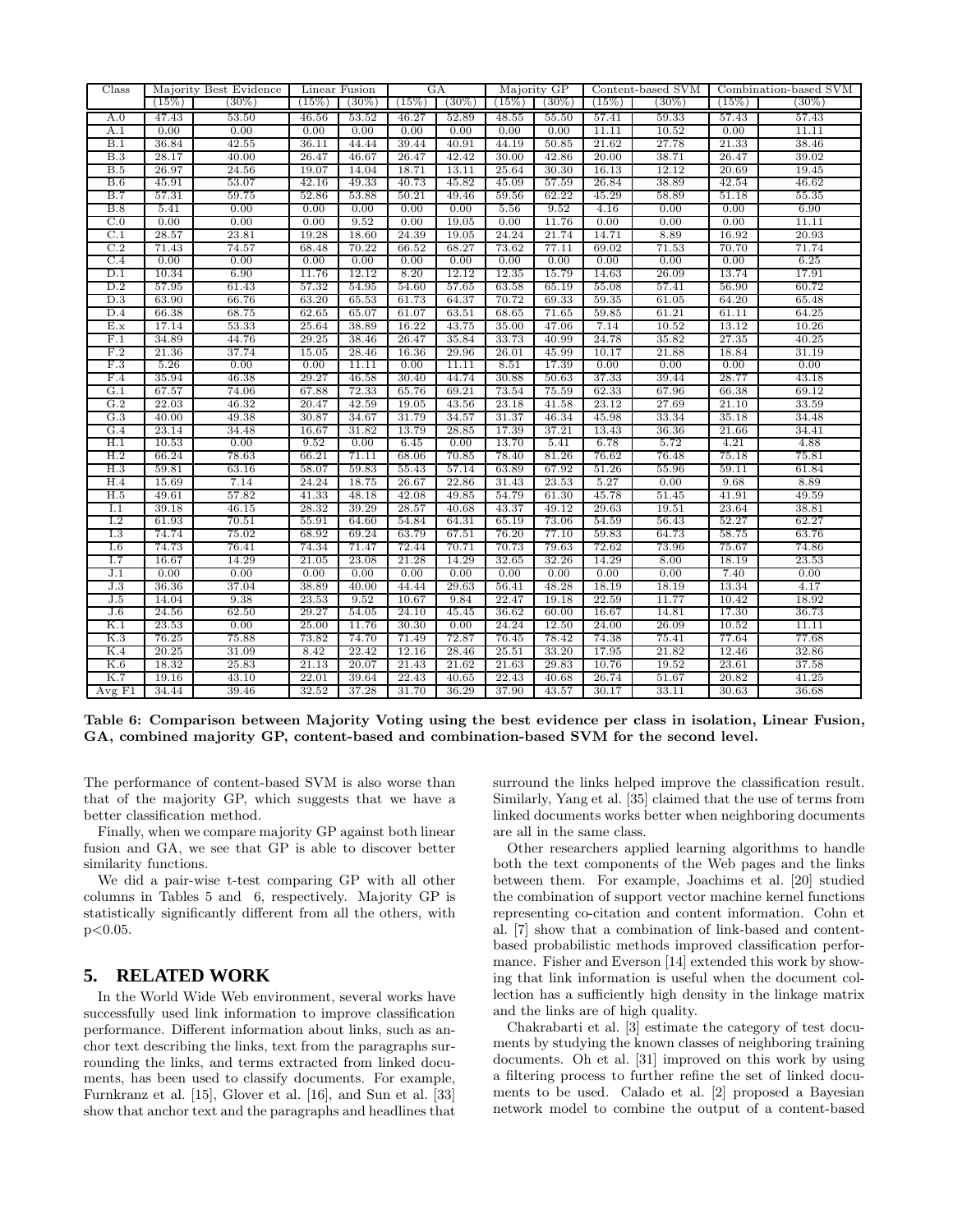| Class | Majority Best Evidence | | Linear Fusion | | GA | | Majority GP | | Content-based SVM | | Combination-based SVM | |
|---|---|---|---|---|---|---|---|---|---|---|---|---|
| | (15%) | (30%) | (15%) | (30%) | (15%) | (30%) | (15%) | (30%) | (15%) | (30%) | (15%) | (30%) |
| A.0 | 47.43 | 53.50 | 46.56 | 53.52 | 46.27 | 52.89 | 48.55 | 55.50 | 57.41 | 59.33 | 57.43 | 57.43 |
| A.1 | 0.00 | 0.00 | 0.00 | 0.00 | 0.00 | 0.00 | 0.00 | 0.00 | 11.11 | 10.52 | 0.00 | 11.11 |
| B.1 | 36.84 | 42.55 | 36.11 | 44.44 | 39.44 | 40.91 | 44.19 | 50.85 | 21.62 | 27.78 | 21.33 | 38.46 |
| B.3 | 28.17 | 40.00 | 26.47 | 46.67 | 26.47 | 42.42 | 30.00 | 42.86 | 20.00 | 38.71 | 26.47 | 39.02 |
| B.5 | 26.97 | 24.56 | 19.07 | 14.04 | 18.71 | 13.11 | 25.64 | 30.30 | 16.13 | 12.12 | 20.69 | 19.45 |
| B.6 | 45.91 | 53.07 | 42.16 | 49.33 | 40.73 | 45.82 | 45.09 | 57.59 | 26.84 | 38.89 | 42.54 | 46.62 |
| B.7 | 57.31 | 59.75 | 52.86 | 53.88 | 50.21 | 49.46 | 59.56 | 62.22 | 45.29 | 58.89 | 51.18 | 55.35 |
| B.8 | 5.41 | 0.00 | 0.00 | 0.00 | 0.00 | 0.00 | 5.56 | 9.52 | 4.16 | 0.00 | 0.00 | 6.90 |
| C.0 | 0.00 | 0.00 | 0.00 | 9.52 | 0.00 | 19.05 | 0.00 | 11.76 | 0.00 | 0.00 | 0.00 | 11.11 |
| C.1 | 28.57 | 23.81 | 19.28 | 18.60 | 24.39 | 19.05 | 24.24 | 21.74 | 14.71 | 8.89 | 16.92 | 20.93 |
| C.2 | 71.43 | 74.57 | 68.48 | 70.22 | 66.52 | 68.27 | 73.62 | 77.11 | 69.02 | 71.53 | 70.70 | 71.74 |
| C.4 | 0.00 | 0.00 | 0.00 | 0.00 | 0.00 | 0.00 | 0.00 | 0.00 | 0.00 | 0.00 | 0.00 | 6.25 |
| D.1 | 10.34 | 6.90 | 11.76 | 12.12 | 8.20 | 12.12 | 12.35 | 15.79 | 14.63 | 26.09 | 13.74 | 17.91 |
| D.2 | 57.95 | 61.43 | 57.32 | 54.95 | 54.60 | 57.65 | 63.58 | 65.19 | 55.08 | 57.41 | 56.90 | 60.72 |
| D.3 | 63.90 | 66.76 | 63.20 | 65.53 | 61.73 | 64.37 | 70.72 | 69.33 | 59.35 | 61.05 | 64.20 | 65.48 |
| D.4 | 66.38 | 68.75 | 62.65 | 65.07 | 61.07 | 63.51 | 68.65 | 71.65 | 59.85 | 61.21 | 61.11 | 64.25 |
| E.x | 17.14 | 53.33 | 25.64 | 38.89 | 16.22 | 43.75 | 35.00 | 47.06 | 7.14 | 10.52 | 13.12 | 10.26 |
| F.1 | 34.89 | 44.76 | 29.25 | 38.46 | 26.47 | 35.84 | 33.73 | 40.99 | 24.78 | 35.82 | 27.35 | 40.25 |
| F.2 | 21.36 | 37.74 | 15.05 | 28.46 | 16.36 | 29.96 | 26.01 | 45.99 | 10.17 | 21.88 | 18.84 | 31.19 |
| F.3 | 5.26 | 0.00 | 0.00 | 11.11 | 0.00 | 11.11 | 8.51 | 17.39 | 0.00 | 0.00 | 0.00 | 0.00 |
| F.4 | 35.94 | 46.38 | 29.27 | 46.58 | 30.40 | 44.74 | 30.88 | 50.63 | 37.33 | 39.44 | 28.77 | 43.18 |
| G.1 | 67.57 | 74.06 | 67.88 | 72.33 | 65.76 | 69.21 | 73.54 | 75.59 | 62.33 | 67.96 | 66.38 | 69.12 |
| G.2 | 22.03 | 46.32 | 20.47 | 42.59 | 19.05 | 43.56 | 23.18 | 41.58 | 23.12 | 27.69 | 21.10 | 33.59 |
| G.3 | 40.00 | 49.38 | 30.87 | 34.67 | 31.79 | 34.57 | 31.37 | 46.34 | 45.98 | 33.34 | 35.18 | 34.48 |
| G.4 | 23.14 | 34.48 | 16.67 | 31.82 | 13.79 | 28.85 | 17.39 | 37.21 | 13.43 | 36.36 | 21.66 | 34.41 |
| H.1 | 10.53 | 0.00 | 9.52 | 0.00 | 6.45 | 0.00 | 13.70 | 5.41 | 6.78 | 5.72 | 4.21 | 4.88 |
| H.2 | 66.24 | 78.63 | 66.21 | 71.11 | 68.06 | 70.85 | 78.40 | 81.26 | 76.62 | 76.48 | 75.18 | 75.81 |
| H.3 | 59.81 | 63.16 | 58.07 | 59.83 | 55.43 | 57.14 | 63.89 | 67.92 | 51.26 | 55.96 | 59.11 | 61.84 |
| H.4 | 15.69 | 7.14 | 24.24 | 18.75 | 26.67 | 22.86 | 31.43 | 23.53 | 5.27 | 0.00 | 9.68 | 8.89 |
| H.5 | 49.61 | 57.82 | 41.33 | 48.18 | 42.08 | 49.85 | 54.79 | 61.30 | 45.78 | 51.45 | 41.91 | 49.59 |
| I.1 | 39.18 | 46.15 | 28.32 | 39.29 | 28.57 | 40.68 | 43.37 | 49.12 | 29.63 | 19.51 | 23.64 | 38.81 |
| I.2 | 61.93 | 70.51 | 55.91 | 64.60 | 54.84 | 64.31 | 65.19 | 73.06 | 54.59 | 56.43 | 52.27 | 62.27 |
| I.3 | 74.74 | 75.02 | 68.92 | 69.24 | 63.79 | 67.51 | 76.20 | 77.10 | 59.83 | 64.73 | 58.75 | 63.76 |
| I.6 | 74.73 | 76.41 | 74.34 | 71.47 | 72.44 | 70.71 | 70.73 | 79.63 | 72.62 | 73.96 | 75.67 | 74.86 |
| I.7 | 16.67 | 14.29 | 21.05 | 23.08 | 21.28 | 14.29 | 32.65 | 32.26 | 14.29 | 8.00 | 18.19 | 23.53 |
| J.1 | 0.00 | 0.00 | 0.00 | 0.00 | 0.00 | 0.00 | 0.00 | 0.00 | 0.00 | 0.00 | 7.40 | 0.00 |
| J.3 | 36.36 | 37.04 | 38.89 | 40.00 | 44.44 | 29.63 | 56.41 | 48.28 | 18.19 | 18.19 | 13.34 | 4.17 |
| J.5 | 14.04 | 9.38 | 23.53 | 9.52 | 10.67 | 9.84 | 22.47 | 19.18 | 22.59 | 11.77 | 10.42 | 18.92 |
| J.6 | 24.56 | 62.50 | 29.27 | 54.05 | 24.10 | 45.45 | 36.62 | 60.00 | 16.67 | 14.81 | 17.30 | 36.73 |
| K.1 | 23.53 | 0.00 | 25.00 | 11.76 | 30.30 | 0.00 | 24.24 | 12.50 | 24.00 | 26.09 | 10.52 | 11.11 |
| K.3 | 76.25 | 75.88 | 73.82 | 74.70 | 71.49 | 72.87 | 76.45 | 78.42 | 74.38 | 75.41 | 77.64 | 77.68 |
| K.4 | 20.25 | 31.09 | 8.42 | 22.42 | 12.16 | 28.46 | 25.51 | 33.20 | 17.95 | 21.82 | 12.46 | 32.86 |
| K.6 | 18.32 | 25.83 | 21.13 | 20.07 | 21.43 | 21.62 | 21.63 | 29.83 | 10.76 | 19.52 | 23.61 | 37.58 |
| K.7 | 19.16 | 43.10 | 22.01 | 39.64 | 22.43 | 40.65 | 22.43 | 40.68 | 26.74 | 51.67 | 20.82 | 41.25 |
| Avg F1 | 34.44 | 39.46 | 32.52 | 37.28 | 31.70 | 36.29 | 37.90 | 43.57 | 30.17 | 33.11 | 30.63 | 36.68 |

**Table 6: Comparison between Majority Voting using the best evidence per class in isolation, Linear Fusion, GA, combined majority GP, content-based and combination-based SVM for the second level.**

The performance of content-based SVM is also worse than that of the majority GP, which suggests that we have a better classification method.

Finally, when we compare majority GP against both linear fusion and GA, we see that GP is able to discover better similarity functions.

We did a pair-wise t-test comparing GP with all other columns in Tables 5 and 6, respectively. Majority GP is statistically significantly different from all the others, with $p<0.05$.

## 5. RELATED WORK

In the World Wide Web environment, several works have successfully used link information to improve classification performance. Different information about links, such as anchor text describing the links, text from the paragraphs surrounding the links, and terms extracted from linked documents, has been used to classify documents. For example, Furnkranz et al. [15], Glover et al. [16], and Sun et al. [33] show that anchor text and the paragraphs and headlines that surround the links helped improve the classification result. Similarly, Yang et al. [35] claimed that the use of terms from linked documents works better when neighboring documents are all in the same class.

Other researchers applied learning algorithms to handle both the text components of the Web pages and the links between them. For example, Joachims et al. [20] studied the combination of support vector machine kernel functions representing co-citation and content information. Cohn et al. [7] show that a combination of link-based and content-based probabilistic methods improved classification performance. Fisher and Everson [14] extended this work by showing that link information is useful when the document collection has a sufficiently high density in the linkage matrix and the links are of high quality.

Chakrabarti et al. [3] estimate the category of test documents by studying the known classes of neighboring training documents. Oh et al. [31] improved on this work by using a filtering process to further refine the set of linked documents to be used. Calado et al. [2] proposed a Bayesian network model to combine the output of a content-based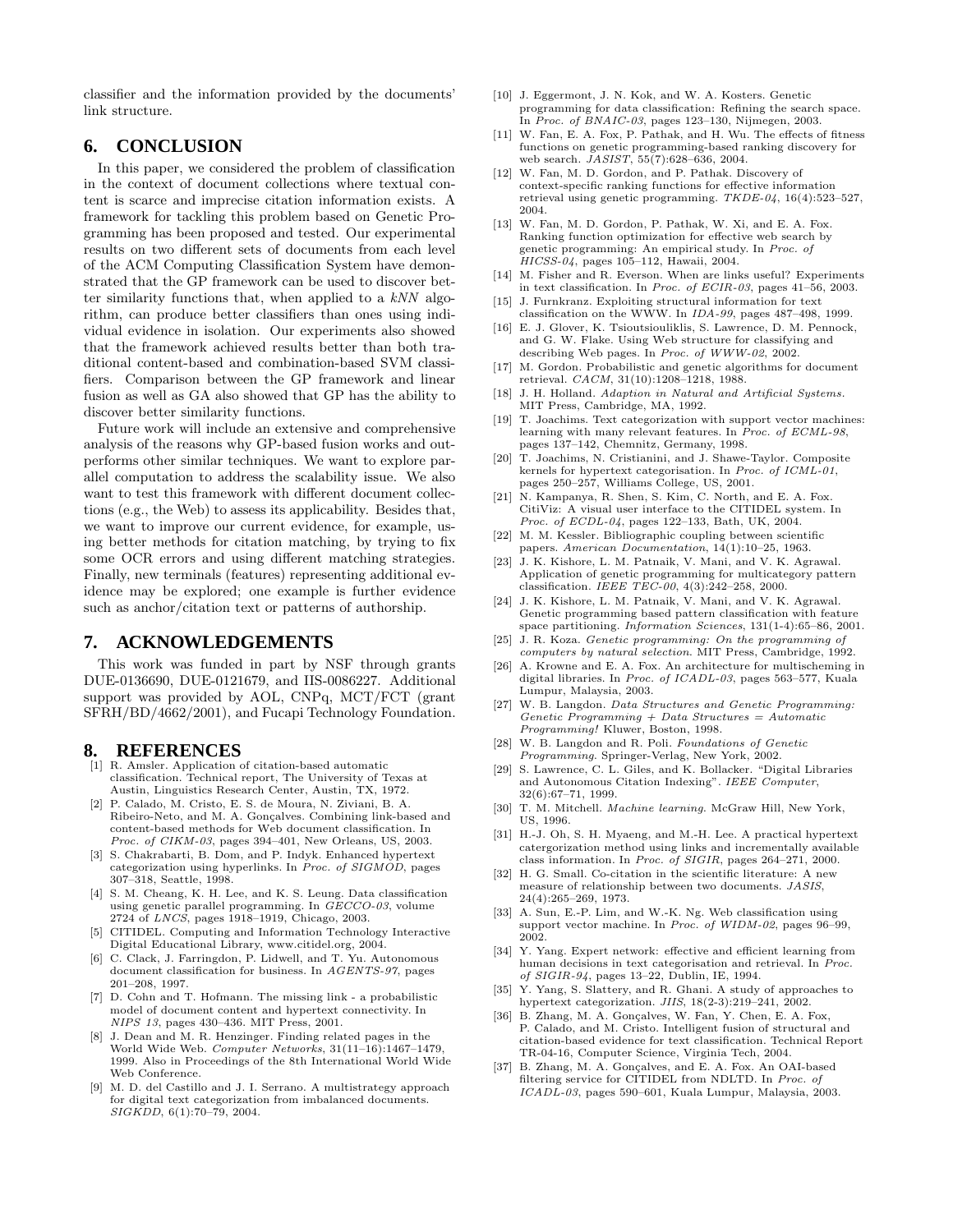classifier and the information provided by the documents' link structure.

## 6. CONCLUSION

In this paper, we considered the problem of classification in the context of document collections where textual content is scarce and imprecise citation information exists. A framework for tackling this problem based on Genetic Programming has been proposed and tested. Our experimental results on two different sets of documents from each level of the ACM Computing Classification System have demonstrated that the GP framework can be used to discover better similarity functions that, when applied to a *kNN* algorithm, can produce better classifiers than ones using individual evidence in isolation. Our experiments also showed that the framework achieved results better than both traditional content-based and combination-based SVM classifiers. Comparison between the GP framework and linear fusion as well as GA also showed that GP has the ability to discover better similarity functions.

Future work will include an extensive and comprehensive analysis of the reasons why GP-based fusion works and outperforms other similar techniques. We want to explore parallel computation to address the scalability issue. We also want to test this framework with different document collections (e.g., the Web) to assess its applicability. Besides that, we want to improve our current evidence, for example, using better methods for citation matching, by trying to fix some OCR errors and using different matching strategies. Finally, new terminals (features) representing additional evidence may be explored; one example is further evidence such as anchor/citation text or patterns of authorship.

## 7. ACKNOWLEDGEMENTS

This work was funded in part by NSF through grants DUE-0136690, DUE-0121679, and IIS-0086227. Additional support was provided by AOL, CNPq, MCT/FCT (grant SFRH/BD/4662/2001), and Fucapi Technology Foundation.

## 8. REFERENCES

[1] R. Amsler. Application of citation-based automatic classification. Technical report, The University of Texas at Austin, Linguistics Research Center, Austin, TX, 1972.

[2] P. Calado, M. Cristo, E. S. de Moura, N. Ziviani, B. A. Ribeiro-Neto, and M. A. Gonçalves. Combining link-based and content-based methods for Web document classification. In *Proc. of CIKM-03*, pages 394–401, New Orleans, US, 2003.

[3] S. Chakrabarti, B. Dom, and P. Indyk. Enhanced hypertext categorization using hyperlinks. In *Proc. of SIGMOD*, pages 307–318, Seattle, 1998.

[4] S. M. Cheang, K. H. Lee, and K. S. Leung. Data classification using genetic parallel programming. In *GECCO-03*, volume 2724 of *LNCS*, pages 1918–1919, Chicago, 2003.

[5] CITIDEL. Computing and Information Technology Interactive Digital Educational Library, www.citidel.org, 2004.

[6] C. Clack, J. Farringdon, P. Lidwell, and T. Yu. Autonomous document classification for business. In *AGENTS-97*, pages 201–208, 1997.

[7] D. Cohn and T. Hofmann. The missing link - a probabilistic model of document content and hypertext connectivity. In *NIPS 13*, pages 430–436. MIT Press, 2001.

[8] J. Dean and M. R. Henzinger. Finding related pages in the World Wide Web. *Computer Networks*, 31(11–16):1467–1479, 1999. Also in Proceedings of the 8th International World Wide Web Conference.

[9] M. D. del Castillo and J. I. Serrano. A multistrategy approach for digital text categorization from imbalanced documents. *SIGKDD*, 6(1):70–79, 2004.

[10] J. Eggermont, J. N. Kok, and W. A. Kosters. Genetic programming for data classification: Refining the search space. In *Proc. of BNAIC-03*, pages 123–130, Nijmegen, 2003.

[11] W. Fan, E. A. Fox, P. Pathak, and H. Wu. The effects of fitness functions on genetic programming-based ranking discovery for web search. *JASIST*, 55(7):628–636, 2004.

[12] W. Fan, M. D. Gordon, and P. Pathak. Discovery of context-specific ranking functions for effective information retrieval using genetic programming. *TKDE-04*, 16(4):523–527, 2004.

[13] W. Fan, M. D. Gordon, P. Pathak, W. Xi, and E. A. Fox. Ranking function optimization for effective web search by genetic programming: An empirical study. In *Proc. of HICSS-04*, pages 105–112, Hawaii, 2004.

[14] M. Fisher and R. Everson. When are links useful? Experiments in text classification. In *Proc. of ECIR-03*, pages 41–56, 2003.

[15] J. Furnkranz. Exploiting structural information for text classification on the WWW. In *IDA-99*, pages 487–498, 1999.

[16] E. J. Glover, K. Tsioutsiouliklis, S. Lawrence, D. M. Pennock, and G. W. Flake. Using Web structure for classifying and describing Web pages. In *Proc. of WWW-02*, 2002.

[17] M. Gordon. Probabilistic and genetic algorithms for document retrieval. *CACM*, 31(10):1208–1218, 1988.

[18] J. H. Holland. *Adaption in Natural and Artificial Systems*. MIT Press, Cambridge, MA, 1992.

[19] T. Joachims. Text categorization with support vector machines: learning with many relevant features. In *Proc. of ECML-98*, pages 137–142, Chemnitz, Germany, 1998.

[20] T. Joachims, N. Cristianini, and J. Shawe-Taylor. Composite kernels for hypertext categorisation. In *Proc. of ICML-01*, pages 250–257, Williams College, US, 2001.

[21] N. Kampanya, R. Shen, S. Kim, C. North, and E. A. Fox. CitiViz: A visual user interface to the CITIDEL system. In *Proc. of ECDL-04*, pages 122–133, Bath, UK, 2004.

[22] M. M. Kessler. Bibliographic coupling between scientific papers. *American Documentation*, 14(1):10–25, 1963.

[23] J. K. Kishore, L. M. Patnaik, V. Mani, and V. K. Agrawal. Application of genetic programming for multicategory pattern classification. *IEEE TEC-00*, 4(3):242–258, 2000.

[24] J. K. Kishore, L. M. Patnaik, V. Mani, and V. K. Agrawal. Genetic programming based pattern classification with feature space partitioning. *Information Sciences*, 131(1-4):65–86, 2001.

[25] J. R. Koza. *Genetic programming: On the programming of computers by natural selection*. MIT Press, Cambridge, 1992.

[26] A. Krowne and E. A. Fox. An architecture for multischeming in digital libraries. In *Proc. of ICADL-03*, pages 563–577, Kuala Lumpur, Malaysia, 2003.

[27] W. B. Langdon. *Data Structures and Genetic Programming: Genetic Programming + Data Structures = Automatic Programming!* Kluwer, Boston, 1998.

[28] W. B. Langdon and R. Poli. *Foundations of Genetic Programming*. Springer-Verlag, New York, 2002.

[29] S. Lawrence, C. L. Giles, and K. Bollacker. "Digital Libraries and Autonomous Citation Indexing". *IEEE Computer*, 32(6):67–71, 1999.

[30] T. M. Mitchell. *Machine learning*. McGraw Hill, New York, US, 1996.

[31] H.-J. Oh, S. H. Myaeng, and M.-H. Lee. A practical hypertext catergorization method using links and incrementally available class information. In *Proc. of SIGIR*, pages 264–271, 2000.

[32] H. G. Small. Co-citation in the scientific literature: A new measure of relationship between two documents. *JASIS*, 24(4):265–269, 1973.

[33] A. Sun, E.-P. Lim, and W.-K. Ng. Web classification using support vector machine. In *Proc. of WIDM-02*, pages 96–99, 2002.

[34] Y. Yang. Expert network: effective and efficient learning from human decisions in text categorisation and retrieval. In *Proc. of SIGIR-94*, pages 13–22, Dublin, IE, 1994.

[35] Y. Yang, S. Slattery, and R. Ghani. A study of approaches to hypertext categorization. *JIIS*, 18(2-3):219–241, 2002.

[36] B. Zhang, M. A. Gonçalves, W. Fan, Y. Chen, E. A. Fox, P. Calado, and M. Cristo. Intelligent fusion of structural and citation-based evidence for text classification. Technical Report TR-04-16, Computer Science, Virginia Tech, 2004.

[37] B. Zhang, M. A. Gonçalves, and E. A. Fox. An OAI-based filtering service for CITIDEL from NDLTD. In *Proc. of ICADL-03*, pages 590–601, Kuala Lumpur, Malaysia, 2003.